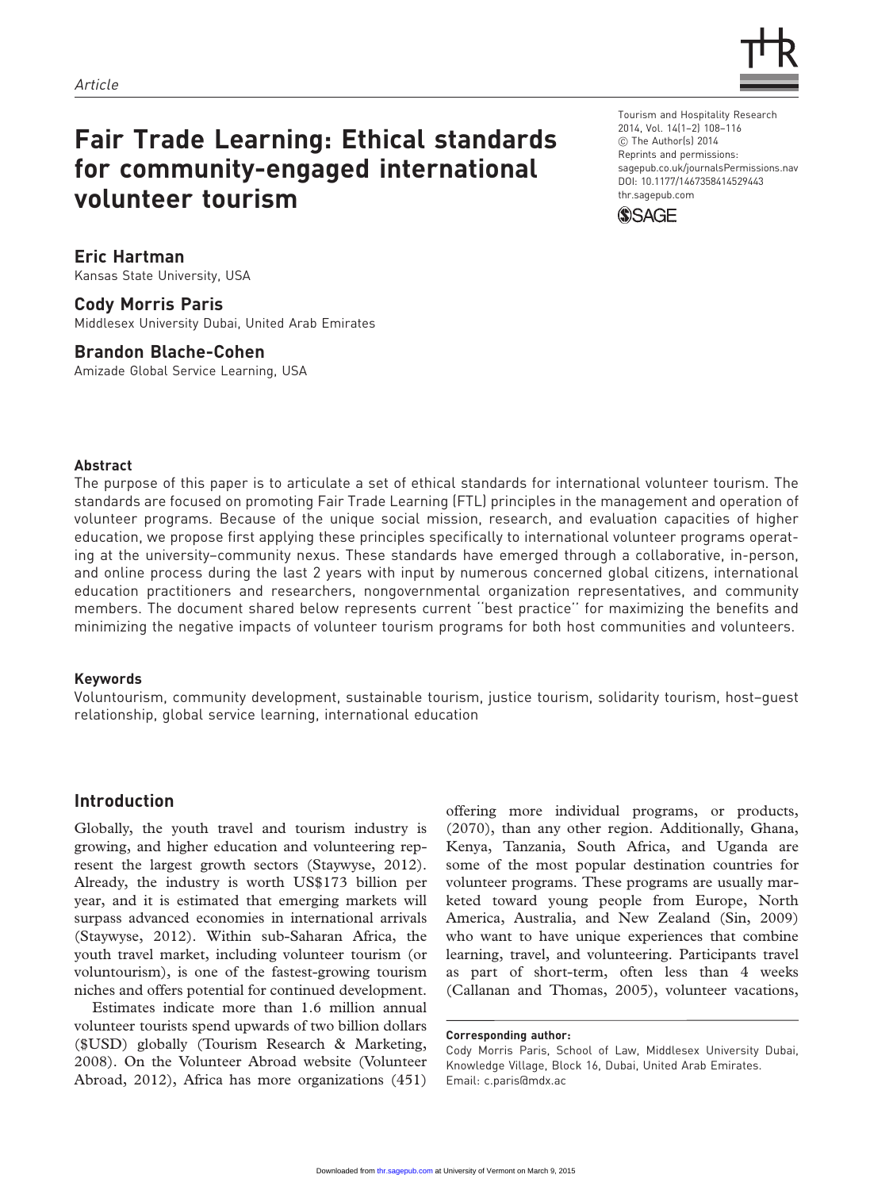Article

# Fair Trade Learning: Ethical standards for community-engaged international volunteer tourism

Tourism and Hospitality Research
2014, Vol. 14(1–2) 108–116
© The Author(s) 2014
Reprints and permissions: sagepub.co.uk/journalsPermissions.nav
DOI: 10.1177/1467358414529443
thr.sagepub.com

**Eric Hartman**
Kansas State University, USA

**Cody Morris Paris**
Middlesex University Dubai, United Arab Emirates

**Brandon Blache-Cohen**
Amizade Global Service Learning, USA

### Abstract

The purpose of this paper is to articulate a set of ethical standards for international volunteer tourism. The standards are focused on promoting Fair Trade Learning (FTL) principles in the management and operation of volunteer programs. Because of the unique social mission, research, and evaluation capacities of higher education, we propose first applying these principles specifically to international volunteer programs operating at the university–community nexus. These standards have emerged through a collaborative, in-person, and online process during the last 2 years with input by numerous concerned global citizens, international education practitioners and researchers, nongovernmental organization representatives, and community members. The document shared below represents current ''best practice'' for maximizing the benefits and minimizing the negative impacts of volunteer tourism programs for both host communities and volunteers.

### Keywords

Voluntourism, community development, sustainable tourism, justice tourism, solidarity tourism, host–guest relationship, global service learning, international education

## Introduction

Globally, the youth travel and tourism industry is growing, and higher education and volunteering represent the largest growth sectors (Staywyse, 2012). Already, the industry is worth US$173 billion per year, and it is estimated that emerging markets will surpass advanced economies in international arrivals (Staywyse, 2012). Within sub-Saharan Africa, the youth travel market, including volunteer tourism (or voluntourism), is one of the fastest-growing tourism niches and offers potential for continued development.

Estimates indicate more than 1.6 million annual volunteer tourists spend upwards of two billion dollars ($USD) globally (Tourism Research & Marketing, 2008). On the Volunteer Abroad website (Volunteer Abroad, 2012), Africa has more organizations (451) offering more individual programs, or products, (2070), than any other region. Additionally, Ghana, Kenya, Tanzania, South Africa, and Uganda are some of the most popular destination countries for volunteer programs. These programs are usually marketed toward young people from Europe, North America, Australia, and New Zealand (Sin, 2009) who want to have unique experiences that combine learning, travel, and volunteering. Participants travel as part of short-term, often less than 4 weeks (Callanan and Thomas, 2005), volunteer vacations,

**Corresponding author:**
Cody Morris Paris, School of Law, Middlesex University Dubai, Knowledge Village, Block 16, Dubai, United Arab Emirates.
Email: c.paris@mdx.ac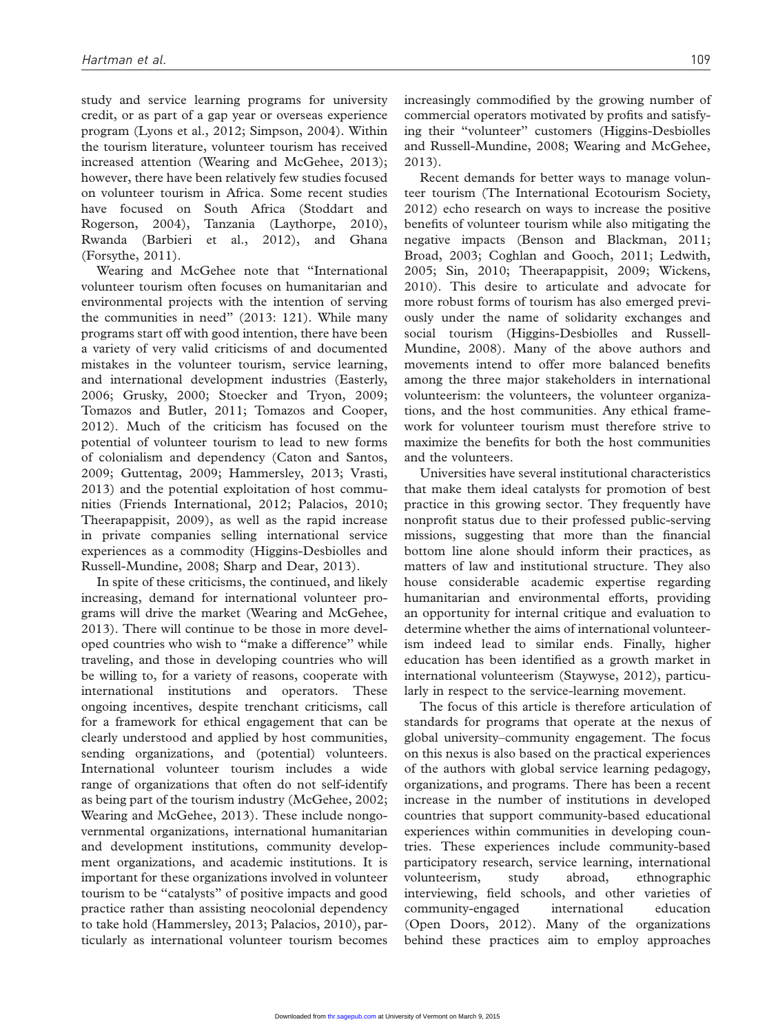study and service learning programs for university credit, or as part of a gap year or overseas experience program (Lyons et al., 2012; Simpson, 2004). Within the tourism literature, volunteer tourism has received increased attention (Wearing and McGehee, 2013); however, there have been relatively few studies focused on volunteer tourism in Africa. Some recent studies have focused on South Africa (Stoddart and Rogerson, 2004), Tanzania (Laythorpe, 2010), Rwanda (Barbieri et al., 2012), and Ghana (Forsythe, 2011).

Wearing and McGehee note that "International volunteer tourism often focuses on humanitarian and environmental projects with the intention of serving the communities in need" (2013: 121). While many programs start off with good intention, there have been a variety of very valid criticisms of and documented mistakes in the volunteer tourism, service learning, and international development industries (Easterly, 2006; Grusky, 2000; Stoecker and Tryon, 2009; Tomazos and Butler, 2011; Tomazos and Cooper, 2012). Much of the criticism has focused on the potential of volunteer tourism to lead to new forms of colonialism and dependency (Caton and Santos, 2009; Guttentag, 2009; Hammersley, 2013; Vrasti, 2013) and the potential exploitation of host communities (Friends International, 2012; Palacios, 2010; Theerapappisit, 2009), as well as the rapid increase in private companies selling international service experiences as a commodity (Higgins-Desbiolles and Russell-Mundine, 2008; Sharp and Dear, 2013).

In spite of these criticisms, the continued, and likely increasing, demand for international volunteer programs will drive the market (Wearing and McGehee, 2013). There will continue to be those in more developed countries who wish to "make a difference" while traveling, and those in developing countries who will be willing to, for a variety of reasons, cooperate with international institutions and operators. These ongoing incentives, despite trenchant criticisms, call for a framework for ethical engagement that can be clearly understood and applied by host communities, sending organizations, and (potential) volunteers. International volunteer tourism includes a wide range of organizations that often do not self-identify as being part of the tourism industry (McGehee, 2002; Wearing and McGehee, 2013). These include nongovernmental organizations, international humanitarian and development institutions, community development organizations, and academic institutions. It is important for these organizations involved in volunteer tourism to be "catalysts" of positive impacts and good practice rather than assisting neocolonial dependency to take hold (Hammersley, 2013; Palacios, 2010), particularly as international volunteer tourism becomes increasingly commodified by the growing number of commercial operators motivated by profits and satisfying their "volunteer" customers (Higgins-Desbiolles and Russell-Mundine, 2008; Wearing and McGehee, 2013).

Recent demands for better ways to manage volunteer tourism (The International Ecotourism Society, 2012) echo research on ways to increase the positive benefits of volunteer tourism while also mitigating the negative impacts (Benson and Blackman, 2011; Broad, 2003; Coghlan and Gooch, 2011; Ledwith, 2005; Sin, 2010; Theerapappisit, 2009; Wickens, 2010). This desire to articulate and advocate for more robust forms of tourism has also emerged previously under the name of solidarity exchanges and social tourism (Higgins-Desbiolles and Russell-Mundine, 2008). Many of the above authors and movements intend to offer more balanced benefits among the three major stakeholders in international volunteerism: the volunteers, the volunteer organizations, and the host communities. Any ethical framework for volunteer tourism must therefore strive to maximize the benefits for both the host communities and the volunteers.

Universities have several institutional characteristics that make them ideal catalysts for promotion of best practice in this growing sector. They frequently have nonprofit status due to their professed public-serving missions, suggesting that more than the financial bottom line alone should inform their practices, as matters of law and institutional structure. They also house considerable academic expertise regarding humanitarian and environmental efforts, providing an opportunity for internal critique and evaluation to determine whether the aims of international volunteerism indeed lead to similar ends. Finally, higher education has been identified as a growth market in international volunteerism (Staywyse, 2012), particularly in respect to the service-learning movement.

The focus of this article is therefore articulation of standards for programs that operate at the nexus of global university–community engagement. The focus on this nexus is also based on the practical experiences of the authors with global service learning pedagogy, organizations, and programs. There has been a recent increase in the number of institutions in developed countries that support community-based educational experiences within communities in developing countries. These experiences include community-based participatory research, service learning, international volunteerism, study abroad, ethnographic interviewing, field schools, and other varieties of community-engaged international education (Open Doors, 2012). Many of the organizations behind these practices aim to employ approaches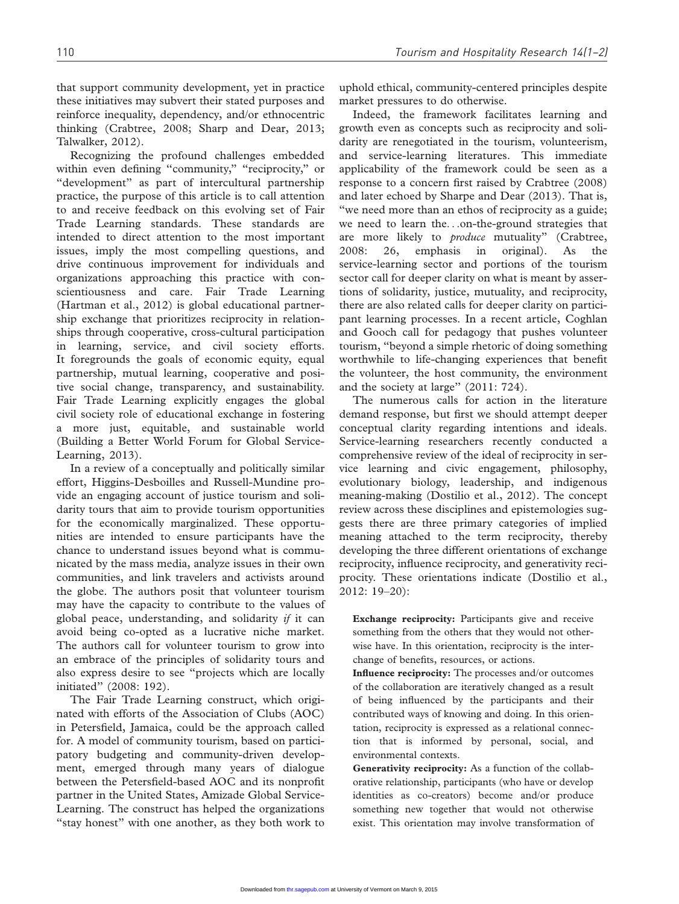that support community development, yet in practice these initiatives may subvert their stated purposes and reinforce inequality, dependency, and/or ethnocentric thinking (Crabtree, 2008; Sharp and Dear, 2013; Talwalker, 2012).

Recognizing the profound challenges embedded within even defining "community," "reciprocity," or "development" as part of intercultural partnership practice, the purpose of this article is to call attention to and receive feedback on this evolving set of Fair Trade Learning standards. These standards are intended to direct attention to the most important issues, imply the most compelling questions, and drive continuous improvement for individuals and organizations approaching this practice with conscientiousness and care. Fair Trade Learning (Hartman et al., 2012) is global educational partnership exchange that prioritizes reciprocity in relationships through cooperative, cross-cultural participation in learning, service, and civil society efforts. It foregrounds the goals of economic equity, equal partnership, mutual learning, cooperative and positive social change, transparency, and sustainability. Fair Trade Learning explicitly engages the global civil society role of educational exchange in fostering a more just, equitable, and sustainable world (Building a Better World Forum for Global Service-Learning, 2013).

In a review of a conceptually and politically similar effort, Higgins-Desbiolles and Russell-Mundine provide an engaging account of justice tourism and solidarity tours that aim to provide tourism opportunities for the economically marginalized. These opportunities are intended to ensure participants have the chance to understand issues beyond what is communicated by the mass media, analyze issues in their own communities, and link travelers and activists around the globe. The authors posit that volunteer tourism may have the capacity to contribute to the values of global peace, understanding, and solidarity *if* it can avoid being co-opted as a lucrative niche market. The authors call for volunteer tourism to grow into an embrace of the principles of solidarity tours and also express desire to see "projects which are locally initiated" (2008: 192).

The Fair Trade Learning construct, which originated with efforts of the Association of Clubs (AOC) in Petersfield, Jamaica, could be the approach called for. A model of community tourism, based on participatory budgeting and community-driven development, emerged through many years of dialogue between the Petersfield-based AOC and its nonprofit partner in the United States, Amizade Global Service-Learning. The construct has helped the organizations "stay honest" with one another, as they both work to uphold ethical, community-centered principles despite market pressures to do otherwise.

Indeed, the framework facilitates learning and growth even as concepts such as reciprocity and solidarity are renegotiated in the tourism, volunteerism, and service-learning literatures. This immediate applicability of the framework could be seen as a response to a concern first raised by Crabtree (2008) and later echoed by Sharpe and Dear (2013). That is, "we need more than an ethos of reciprocity as a guide; we need to learn the…on-the-ground strategies that are more likely to *produce* mutuality" (Crabtree, 2008: 26, emphasis in original). As the service-learning sector and portions of the tourism sector call for deeper clarity on what is meant by assertions of solidarity, justice, mutuality, and reciprocity, there are also related calls for deeper clarity on participant learning processes. In a recent article, Coghlan and Gooch call for pedagogy that pushes volunteer tourism, "beyond a simple rhetoric of doing something worthwhile to life-changing experiences that benefit the volunteer, the host community, the environment and the society at large" (2011: 724).

The numerous calls for action in the literature demand response, but first we should attempt deeper conceptual clarity regarding intentions and ideals. Service-learning researchers recently conducted a comprehensive review of the ideal of reciprocity in service learning and civic engagement, philosophy, evolutionary biology, leadership, and indigenous meaning-making (Dostilio et al., 2012). The concept review across these disciplines and epistemologies suggests there are three primary categories of implied meaning attached to the term reciprocity, thereby developing the three different orientations of exchange reciprocity, influence reciprocity, and generativity reciprocity. These orientations indicate (Dostilio et al., 2012: 19–20):

> **Exchange reciprocity:** Participants give and receive something from the others that they would not otherwise have. In this orientation, reciprocity is the interchange of benefits, resources, or actions.
>
> **Influence reciprocity:** The processes and/or outcomes of the collaboration are iteratively changed as a result of being influenced by the participants and their contributed ways of knowing and doing. In this orientation, reciprocity is expressed as a relational connection that is informed by personal, social, and environmental contexts.
>
> **Generativity reciprocity:** As a function of the collaborative relationship, participants (who have or develop identities as co-creators) become and/or produce something new together that would not otherwise exist. This orientation may involve transformation of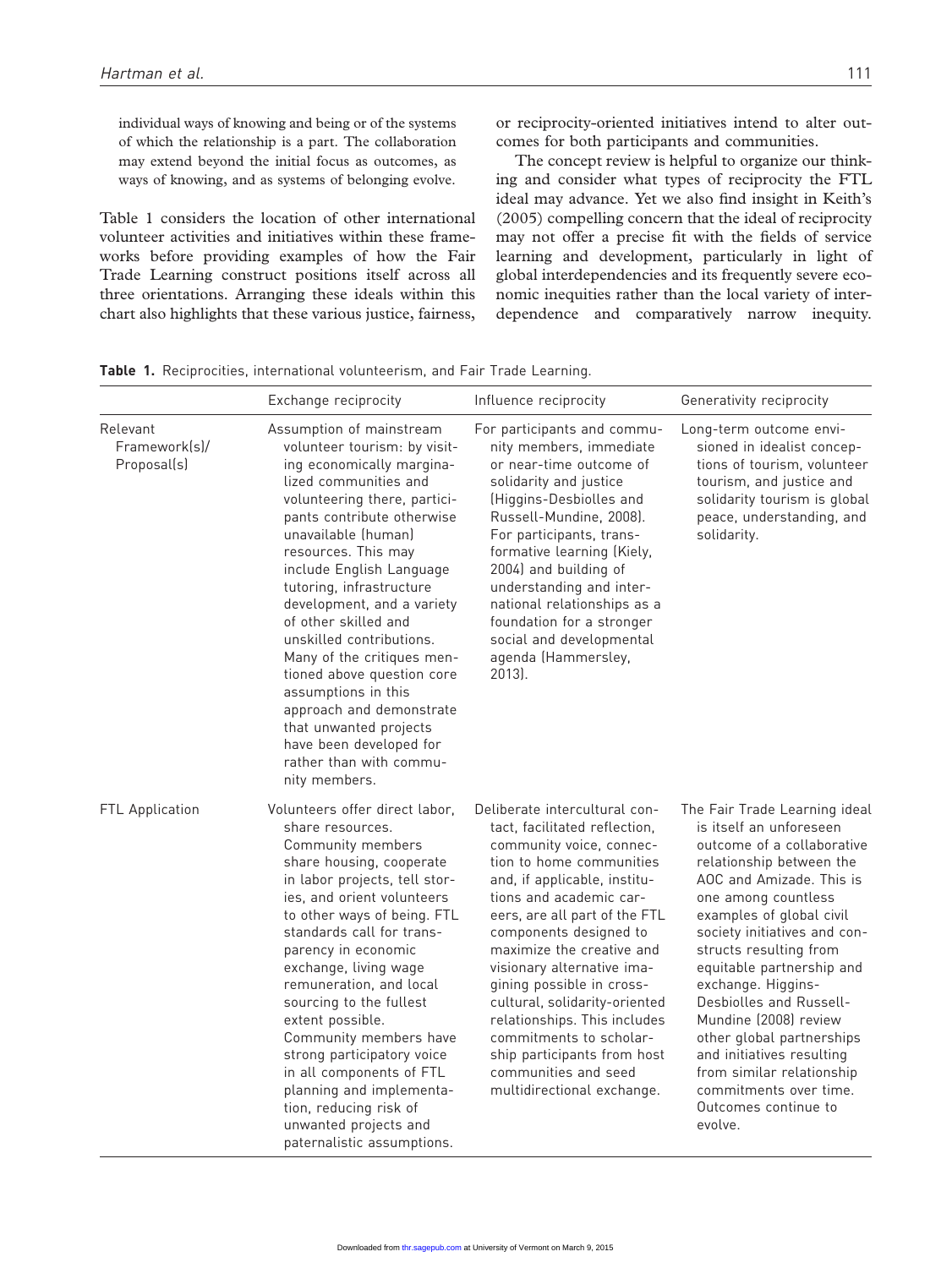individual ways of knowing and being or of the systems of which the relationship is a part. The collaboration may extend beyond the initial focus as outcomes, as ways of knowing, and as systems of belonging evolve.

Table 1 considers the location of other international volunteer activities and initiatives within these frameworks before providing examples of how the Fair Trade Learning construct positions itself across all three orientations. Arranging these ideals within this chart also highlights that these various justice, fairness, or reciprocity-oriented initiatives intend to alter outcomes for both participants and communities.

The concept review is helpful to organize our thinking and consider what types of reciprocity the FTL ideal may advance. Yet we also find insight in Keith's (2005) compelling concern that the ideal of reciprocity may not offer a precise fit with the fields of service learning and development, particularly in light of global interdependencies and its frequently severe economic inequities rather than the local variety of interdependence and comparatively narrow inequity.

**Table 1.** Reciprocities, international volunteerism, and Fair Trade Learning.

| | Exchange reciprocity | Influence reciprocity | Generativity reciprocity |
|---|---|---|---|
| Relevant Framework(s)/ Proposal(s) | Assumption of mainstream volunteer tourism: by visiting economically marginalized communities and volunteering there, participants contribute otherwise unavailable (human) resources. This may include English Language tutoring, infrastructure development, and a variety of other skilled and unskilled contributions. Many of the critiques mentioned above question core assumptions in this approach and demonstrate that unwanted projects have been developed for rather than with community members. | For participants and community members, immediate or near-time outcome of solidarity and justice (Higgins-Desbiolles and Russell-Mundine, 2008). For participants, transformative learning (Kiely, 2004) and building of understanding and international relationships as a foundation for a stronger social and developmental agenda (Hammersley, 2013). | Long-term outcome envisioned in idealist conceptions of tourism, volunteer tourism, and justice and solidarity tourism is global peace, understanding, and solidarity. |
| FTL Application | Volunteers offer direct labor, share resources. Community members share housing, cooperate in labor projects, tell stories, and orient volunteers to other ways of being. FTL standards call for transparency in economic exchange, living wage remuneration, and local sourcing to the fullest extent possible. Community members have strong participatory voice in all components of FTL planning and implementation, reducing risk of unwanted projects and paternalistic assumptions. | Deliberate intercultural contact, facilitated reflection, community voice, connection to home communities and, if applicable, institutions and academic careers, are all part of the FTL components designed to maximize the creative and visionary alternative imagining possible in cross-cultural, solidarity-oriented relationships. This includes commitments to scholarship participants from host communities and seed multidirectional exchange. | The Fair Trade Learning ideal is itself an unforeseen outcome of a collaborative relationship between the AOC and Amizade. This is one among countless examples of global civil society initiatives and constructs resulting from equitable partnership and exchange. Higgins-Desbiolles and Russell-Mundine (2008) review other global partnerships and initiatives resulting from similar relationship commitments over time. Outcomes continue to evolve. |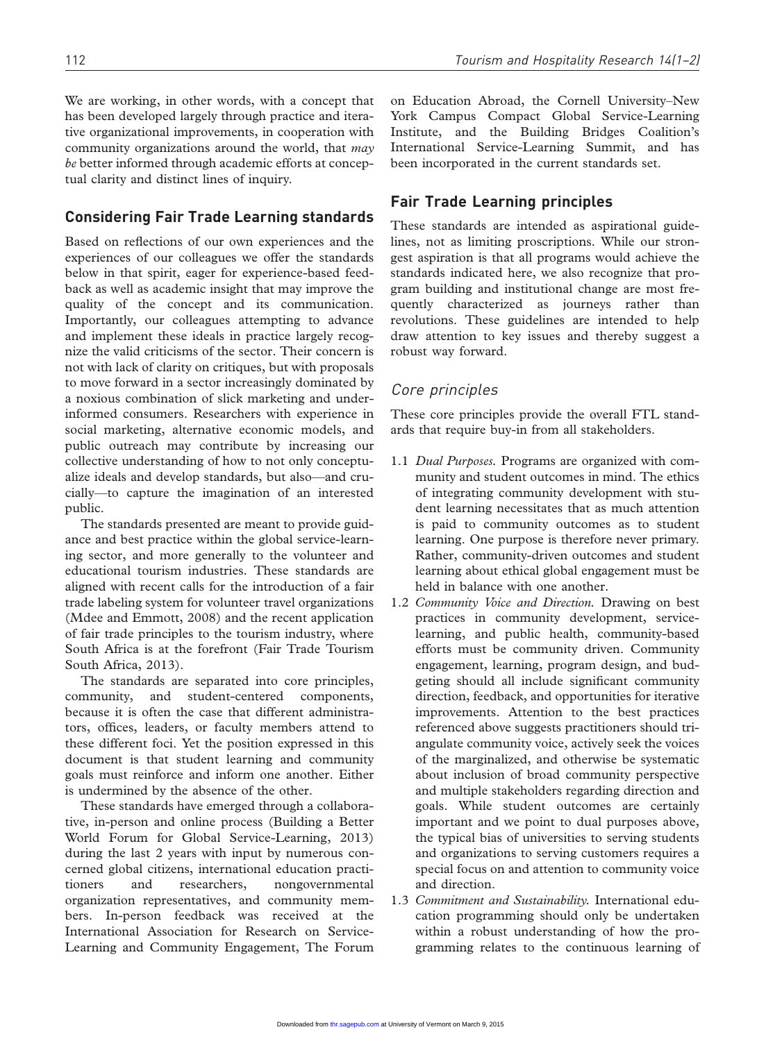We are working, in other words, with a concept that has been developed largely through practice and iterative organizational improvements, in cooperation with community organizations around the world, that *may be* better informed through academic efforts at conceptual clarity and distinct lines of inquiry.

## Considering Fair Trade Learning standards

Based on reflections of our own experiences and the experiences of our colleagues we offer the standards below in that spirit, eager for experience-based feedback as well as academic insight that may improve the quality of the concept and its communication. Importantly, our colleagues attempting to advance and implement these ideals in practice largely recognize the valid criticisms of the sector. Their concern is not with lack of clarity on critiques, but with proposals to move forward in a sector increasingly dominated by a noxious combination of slick marketing and underinformed consumers. Researchers with experience in social marketing, alternative economic models, and public outreach may contribute by increasing our collective understanding of how to not only conceptualize ideals and develop standards, but also—and crucially—to capture the imagination of an interested public.

The standards presented are meant to provide guidance and best practice within the global service-learning sector, and more generally to the volunteer and educational tourism industries. These standards are aligned with recent calls for the introduction of a fair trade labeling system for volunteer travel organizations (Mdee and Emmott, 2008) and the recent application of fair trade principles to the tourism industry, where South Africa is at the forefront (Fair Trade Tourism South Africa, 2013).

The standards are separated into core principles, community, and student-centered components, because it is often the case that different administrators, offices, leaders, or faculty members attend to these different foci. Yet the position expressed in this document is that student learning and community goals must reinforce and inform one another. Either is undermined by the absence of the other.

These standards have emerged through a collaborative, in-person and online process (Building a Better World Forum for Global Service-Learning, 2013) during the last 2 years with input by numerous concerned global citizens, international education practitioners and researchers, nongovernmental organization representatives, and community members. In-person feedback was received at the International Association for Research on Service-Learning and Community Engagement, The Forum on Education Abroad, the Cornell University–New York Campus Compact Global Service-Learning Institute, and the Building Bridges Coalition's International Service-Learning Summit, and has been incorporated in the current standards set.

## Fair Trade Learning principles

These standards are intended as aspirational guidelines, not as limiting proscriptions. While our strongest aspiration is that all programs would achieve the standards indicated here, we also recognize that program building and institutional change are most frequently characterized as journeys rather than revolutions. These guidelines are intended to help draw attention to key issues and thereby suggest a robust way forward.

### *Core principles*

These core principles provide the overall FTL standards that require buy-in from all stakeholders.

1.1 *Dual Purposes.* Programs are organized with community and student outcomes in mind. The ethics of integrating community development with student learning necessitates that as much attention is paid to community outcomes as to student learning. One purpose is therefore never primary. Rather, community-driven outcomes and student learning about ethical global engagement must be held in balance with one another.

1.2 *Community Voice and Direction.* Drawing on best practices in community development, service-learning, and public health, community-based efforts must be community driven. Community engagement, learning, program design, and budgeting should all include significant community direction, feedback, and opportunities for iterative improvements. Attention to the best practices referenced above suggests practitioners should triangulate community voice, actively seek the voices of the marginalized, and otherwise be systematic about inclusion of broad community perspective and multiple stakeholders regarding direction and goals. While student outcomes are certainly important and we point to dual purposes above, the typical bias of universities to serving students and organizations to serving customers requires a special focus on and attention to community voice and direction.

1.3 *Commitment and Sustainability.* International education programming should only be undertaken within a robust understanding of how the programming relates to the continuous learning of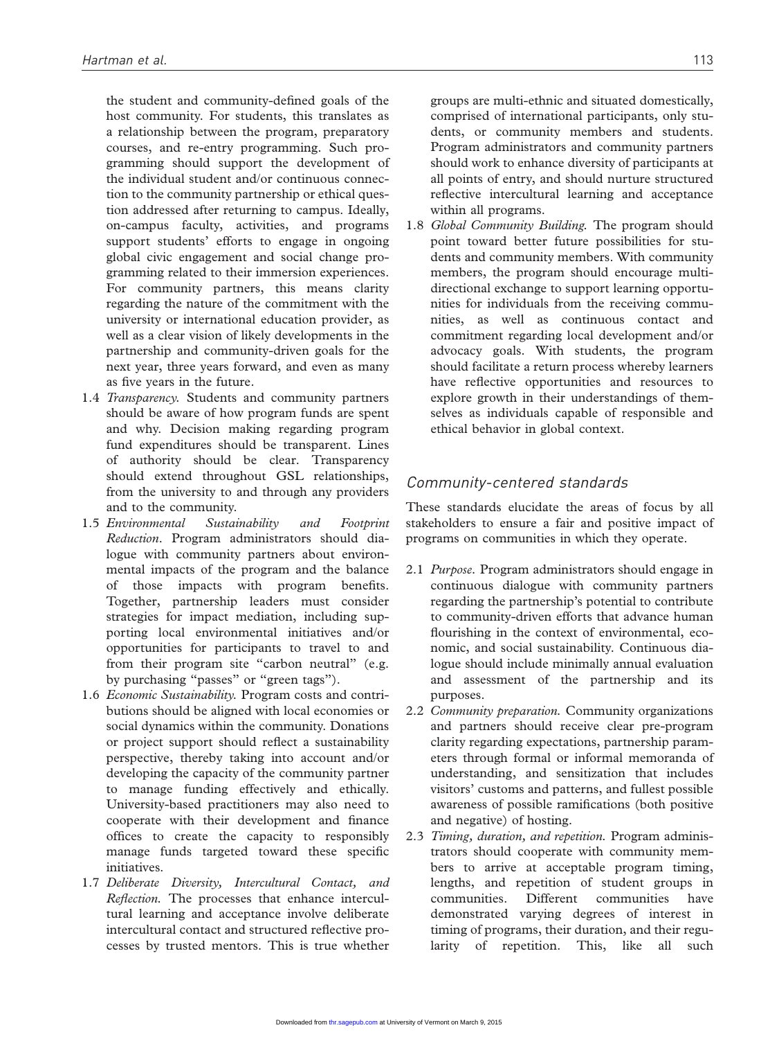the student and community-defined goals of the host community. For students, this translates as a relationship between the program, preparatory courses, and re-entry programming. Such programming should support the development of the individual student and/or continuous connection to the community partnership or ethical question addressed after returning to campus. Ideally, on-campus faculty, activities, and programs support students' efforts to engage in ongoing global civic engagement and social change programming related to their immersion experiences. For community partners, this means clarity regarding the nature of the commitment with the university or international education provider, as well as a clear vision of likely developments in the partnership and community-driven goals for the next year, three years forward, and even as many as five years in the future.

1.4 *Transparency.* Students and community partners should be aware of how program funds are spent and why. Decision making regarding program fund expenditures should be transparent. Lines of authority should be clear. Transparency should extend throughout GSL relationships, from the university to and through any providers and to the community.

1.5 *Environmental Sustainability and Footprint Reduction*. Program administrators should dialogue with community partners about environmental impacts of the program and the balance of those impacts with program benefits. Together, partnership leaders must consider strategies for impact mediation, including supporting local environmental initiatives and/or opportunities for participants to travel to and from their program site "carbon neutral" (e.g. by purchasing "passes" or "green tags").

1.6 *Economic Sustainability.* Program costs and contributions should be aligned with local economies or social dynamics within the community. Donations or project support should reflect a sustainability perspective, thereby taking into account and/or developing the capacity of the community partner to manage funding effectively and ethically. University-based practitioners may also need to cooperate with their development and finance offices to create the capacity to responsibly manage funds targeted toward these specific initiatives.

1.7 *Deliberate Diversity, Intercultural Contact, and Reflection.* The processes that enhance intercultural learning and acceptance involve deliberate intercultural contact and structured reflective processes by trusted mentors. This is true whether groups are multi-ethnic and situated domestically, comprised of international participants, only students, or community members and students. Program administrators and community partners should work to enhance diversity of participants at all points of entry, and should nurture structured reflective intercultural learning and acceptance within all programs.

1.8 *Global Community Building.* The program should point toward better future possibilities for students and community members. With community members, the program should encourage multi-directional exchange to support learning opportunities for individuals from the receiving communities, as well as continuous contact and commitment regarding local development and/or advocacy goals. With students, the program should facilitate a return process whereby learners have reflective opportunities and resources to explore growth in their understandings of themselves as individuals capable of responsible and ethical behavior in global context.

## Community-centered standards

These standards elucidate the areas of focus by all stakeholders to ensure a fair and positive impact of programs on communities in which they operate.

2.1 *Purpose*. Program administrators should engage in continuous dialogue with community partners regarding the partnership's potential to contribute to community-driven efforts that advance human flourishing in the context of environmental, economic, and social sustainability. Continuous dialogue should include minimally annual evaluation and assessment of the partnership and its purposes.

2.2 *Community preparation.* Community organizations and partners should receive clear pre-program clarity regarding expectations, partnership parameters through formal or informal memoranda of understanding, and sensitization that includes visitors' customs and patterns, and fullest possible awareness of possible ramifications (both positive and negative) of hosting.

2.3 *Timing, duration, and repetition.* Program administrators should cooperate with community members to arrive at acceptable program timing, lengths, and repetition of student groups in communities. Different communities have demonstrated varying degrees of interest in timing of programs, their duration, and their regularity of repetition. This, like all such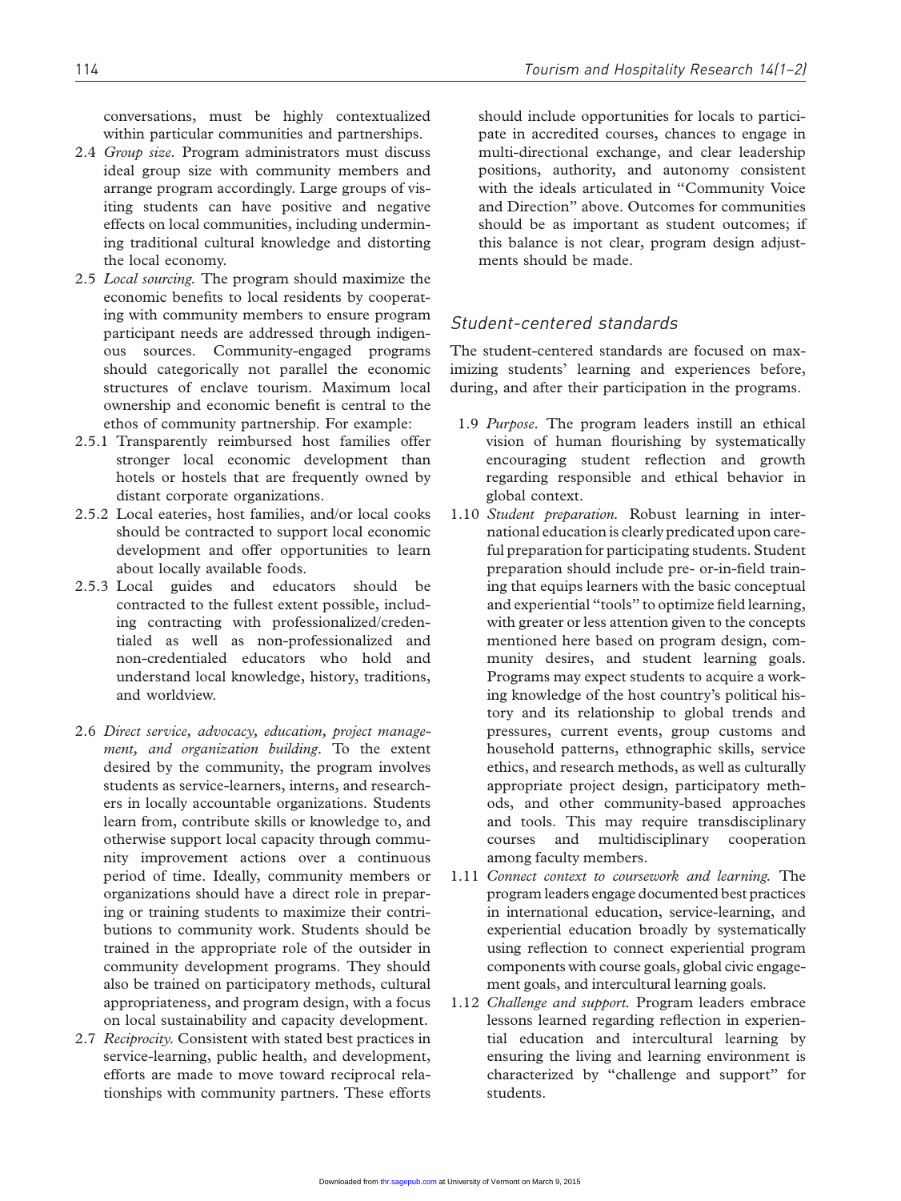conversations, must be highly contextualized within particular communities and partnerships.

2.4 *Group size*. Program administrators must discuss ideal group size with community members and arrange program accordingly. Large groups of visiting students can have positive and negative effects on local communities, including undermining traditional cultural knowledge and distorting the local economy.

2.5 *Local sourcing*. The program should maximize the economic benefits to local residents by cooperating with community members to ensure program participant needs are addressed through indigenous sources. Community-engaged programs should categorically not parallel the economic structures of enclave tourism. Maximum local ownership and economic benefit is central to the ethos of community partnership. For example:

2.5.1 Transparently reimbursed host families offer stronger local economic development than hotels or hostels that are frequently owned by distant corporate organizations.

2.5.2 Local eateries, host families, and/or local cooks should be contracted to support local economic development and offer opportunities to learn about locally available foods.

2.5.3 Local guides and educators should be contracted to the fullest extent possible, including contracting with professionalized/credentialed as well as non-professionalized and non-credentialed educators who hold and understand local knowledge, history, traditions, and worldview.

2.6 *Direct service, advocacy, education, project management, and organization building*. To the extent desired by the community, the program involves students as service-learners, interns, and researchers in locally accountable organizations. Students learn from, contribute skills or knowledge to, and otherwise support local capacity through community improvement actions over a continuous period of time. Ideally, community members or organizations should have a direct role in preparing or training students to maximize their contributions to community work. Students should be trained in the appropriate role of the outsider in community development programs. They should also be trained on participatory methods, cultural appropriateness, and program design, with a focus on local sustainability and capacity development.

2.7 *Reciprocity*. Consistent with stated best practices in service-learning, public health, and development, efforts are made to move toward reciprocal relationships with community partners. These efforts should include opportunities for locals to participate in accredited courses, chances to engage in multi-directional exchange, and clear leadership positions, authority, and autonomy consistent with the ideals articulated in "Community Voice and Direction" above. Outcomes for communities should be as important as student outcomes; if this balance is not clear, program design adjustments should be made.

## Student-centered standards

The student-centered standards are focused on maximizing students' learning and experiences before, during, and after their participation in the programs.

1.9 *Purpose*. The program leaders instill an ethical vision of human flourishing by systematically encouraging student reflection and growth regarding responsible and ethical behavior in global context.

1.10 *Student preparation*. Robust learning in international education is clearly predicated upon careful preparation for participating students. Student preparation should include pre- or-in-field training that equips learners with the basic conceptual and experiential "tools" to optimize field learning, with greater or less attention given to the concepts mentioned here based on program design, community desires, and student learning goals. Programs may expect students to acquire a working knowledge of the host country's political history and its relationship to global trends and pressures, current events, group customs and household patterns, ethnographic skills, service ethics, and research methods, as well as culturally appropriate project design, participatory methods, and other community-based approaches and tools. This may require transdisciplinary courses and multidisciplinary cooperation among faculty members.

1.11 *Connect context to coursework and learning*. The program leaders engage documented best practices in international education, service-learning, and experiential education broadly by systematically using reflection to connect experiential program components with course goals, global civic engagement goals, and intercultural learning goals.

1.12 *Challenge and support*. Program leaders embrace lessons learned regarding reflection in experiential education and intercultural learning by ensuring the living and learning environment is characterized by "challenge and support" for students.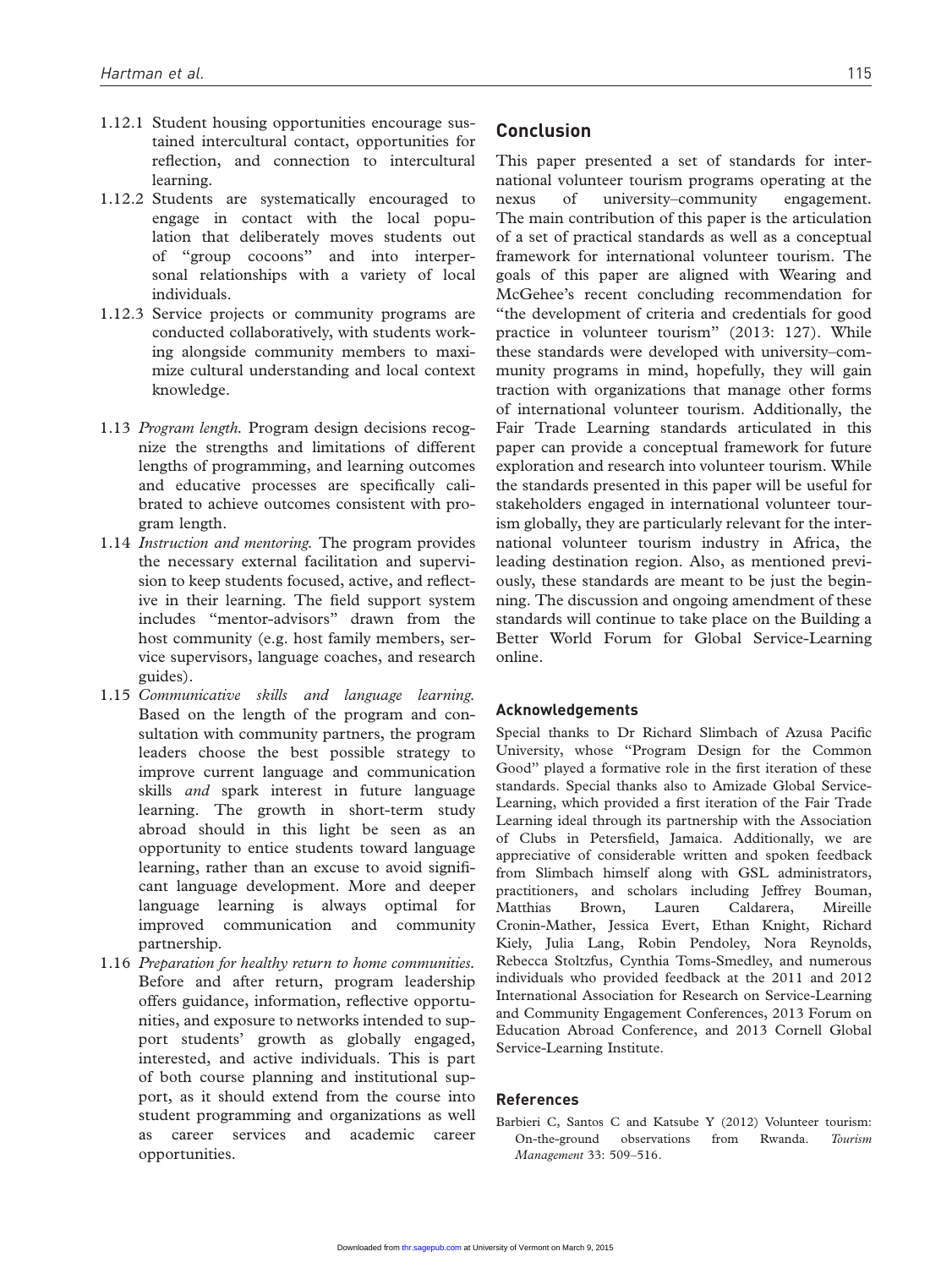1.12.1 Student housing opportunities encourage sustained intercultural contact, opportunities for reflection, and connection to intercultural learning.

1.12.2 Students are systematically encouraged to engage in contact with the local population that deliberately moves students out of "group cocoons" and into interpersonal relationships with a variety of local individuals.

1.12.3 Service projects or community programs are conducted collaboratively, with students working alongside community members to maximize cultural understanding and local context knowledge.

1.13 *Program length.* Program design decisions recognize the strengths and limitations of different lengths of programming, and learning outcomes and educative processes are specifically calibrated to achieve outcomes consistent with program length.

1.14 *Instruction and mentoring.* The program provides the necessary external facilitation and supervision to keep students focused, active, and reflective in their learning. The field support system includes "mentor-advisors" drawn from the host community (e.g. host family members, service supervisors, language coaches, and research guides).

1.15 *Communicative skills and language learning.* Based on the length of the program and consultation with community partners, the program leaders choose the best possible strategy to improve current language and communication skills *and* spark interest in future language learning. The growth in short-term study abroad should in this light be seen as an opportunity to entice students toward language learning, rather than an excuse to avoid significant language development. More and deeper language learning is always optimal for improved communication and community partnership.

1.16 *Preparation for healthy return to home communities.* Before and after return, program leadership offers guidance, information, reflective opportunities, and exposure to networks intended to support students' growth as globally engaged, interested, and active individuals. This is part of both course planning and institutional support, as it should extend from the course into student programming and organizations as well as career services and academic career opportunities.

## Conclusion

This paper presented a set of standards for international volunteer tourism programs operating at the nexus of university–community engagement. The main contribution of this paper is the articulation of a set of practical standards as well as a conceptual framework for international volunteer tourism. The goals of this paper are aligned with Wearing and McGehee's recent concluding recommendation for "the development of criteria and credentials for good practice in volunteer tourism" (2013: 127). While these standards were developed with university–community programs in mind, hopefully, they will gain traction with organizations that manage other forms of international volunteer tourism. Additionally, the Fair Trade Learning standards articulated in this paper can provide a conceptual framework for future exploration and research into volunteer tourism. While the standards presented in this paper will be useful for stakeholders engaged in international volunteer tourism globally, they are particularly relevant for the international volunteer tourism industry in Africa, the leading destination region. Also, as mentioned previously, these standards are meant to be just the beginning. The discussion and ongoing amendment of these standards will continue to take place on the Building a Better World Forum for Global Service-Learning online.

### Acknowledgements

Special thanks to Dr Richard Slimbach of Azusa Pacific University, whose "Program Design for the Common Good" played a formative role in the first iteration of these standards. Special thanks also to Amizade Global Service-Learning, which provided a first iteration of the Fair Trade Learning ideal through its partnership with the Association of Clubs in Petersfield, Jamaica. Additionally, we are appreciative of considerable written and spoken feedback from Slimbach himself along with GSL administrators, practitioners, and scholars including Jeffrey Bouman, Matthias Brown, Lauren Caldarera, Mireille Cronin-Mather, Jessica Evert, Ethan Knight, Richard Kiely, Julia Lang, Robin Pendoley, Nora Reynolds, Rebecca Stoltzfus, Cynthia Toms-Smedley, and numerous individuals who provided feedback at the 2011 and 2012 International Association for Research on Service-Learning and Community Engagement Conferences, 2013 Forum on Education Abroad Conference, and 2013 Cornell Global Service-Learning Institute.

### References

Barbieri C, Santos C and Katsube Y (2012) Volunteer tourism: On-the-ground observations from Rwanda. *Tourism Management* 33: 509–516.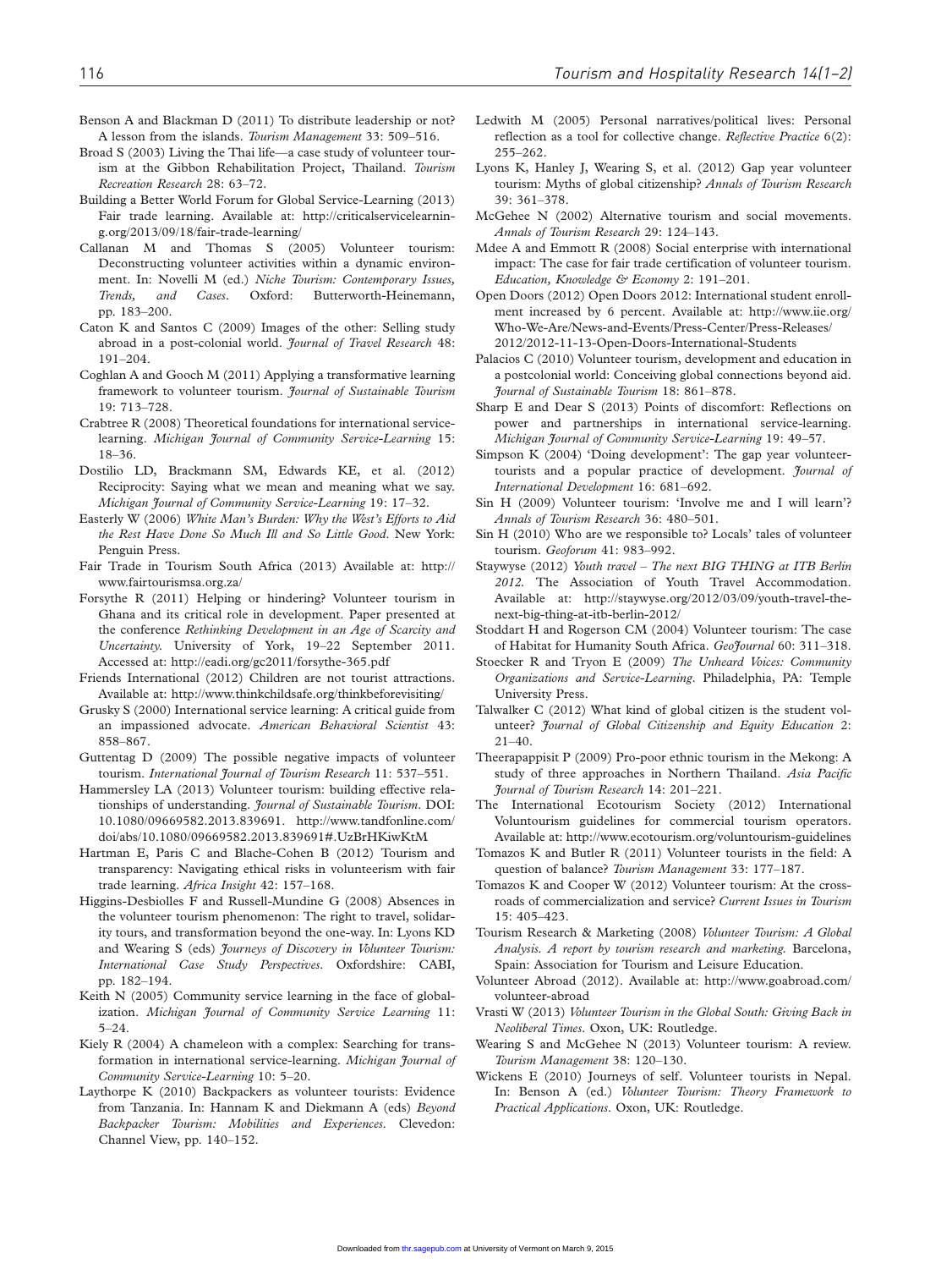Benson A and Blackman D (2011) To distribute leadership or not? A lesson from the islands. *Tourism Management* 33: 509–516.

Broad S (2003) Living the Thai life—a case study of volunteer tourism at the Gibbon Rehabilitation Project, Thailand. *Tourism Recreation Research* 28: 63–72.

Building a Better World Forum for Global Service-Learning (2013) Fair trade learning. Available at: http://criticalservicelearning.org/2013/09/18/fair-trade-learning/

Callanan M and Thomas S (2005) Volunteer tourism: Deconstructing volunteer activities within a dynamic environment. In: Novelli M (ed.) *Niche Tourism: Contemporary Issues, Trends, and Cases*. Oxford: Butterworth-Heinemann, pp. 183–200.

Caton K and Santos C (2009) Images of the other: Selling study abroad in a post-colonial world. *Journal of Travel Research* 48: 191–204.

Coghlan A and Gooch M (2011) Applying a transformative learning framework to volunteer tourism. *Journal of Sustainable Tourism* 19: 713–728.

Crabtree R (2008) Theoretical foundations for international service-learning. *Michigan Journal of Community Service-Learning* 15: 18–36.

Dostilio LD, Brackmann SM, Edwards KE, et al. (2012) Reciprocity: Saying what we mean and meaning what we say. *Michigan Journal of Community Service-Learning* 19: 17–32.

Easterly W (2006) *White Man's Burden: Why the West's Efforts to Aid the Rest Have Done So Much Ill and So Little Good*. New York: Penguin Press.

Fair Trade in Tourism South Africa (2013) Available at: http://www.fairtourismsa.org.za/

Forsythe R (2011) Helping or hindering? Volunteer tourism in Ghana and its critical role in development. Paper presented at the conference *Rethinking Development in an Age of Scarcity and Uncertainty*. University of York, 19–22 September 2011. Accessed at: http://eadi.org/gc2011/forsythe-365.pdf

Friends International (2012) Children are not tourist attractions. Available at: http://www.thinkchildsafe.org/thinkbeforevisiting/

Grusky S (2000) International service learning: A critical guide from an impassioned advocate. *American Behavioral Scientist* 43: 858–867.

Guttentag D (2009) The possible negative impacts of volunteer tourism. *International Journal of Tourism Research* 11: 537–551.

Hammersley LA (2013) Volunteer tourism: building effective relationships of understanding. *Journal of Sustainable Tourism*. DOI: 10.1080/09669582.2013.839691. http://www.tandfonline.com/doi/abs/10.1080/09669582.2013.839691#.UzBrHKiwKtM

Hartman E, Paris C and Blache-Cohen B (2012) Tourism and transparency: Navigating ethical risks in volunteerism with fair trade learning. *Africa Insight* 42: 157–168.

Higgins-Desbiolles F and Russell-Mundine G (2008) Absences in the volunteer tourism phenomenon: The right to travel, solidarity tours, and transformation beyond the one-way. In: Lyons KD and Wearing S (eds) *Journeys of Discovery in Volunteer Tourism: International Case Study Perspectives*. Oxfordshire: CABI, pp. 182–194.

Keith N (2005) Community service learning in the face of globalization. *Michigan Journal of Community Service Learning* 11: 5–24.

Kiely R (2004) A chameleon with a complex: Searching for transformation in international service-learning. *Michigan Journal of Community Service-Learning* 10: 5–20.

Laythorpe K (2010) Backpackers as volunteer tourists: Evidence from Tanzania. In: Hannam K and Diekmann A (eds) *Beyond Backpacker Tourism: Mobilities and Experiences*. Clevedon: Channel View, pp. 140–152.

Ledwith M (2005) Personal narratives/political lives: Personal reflection as a tool for collective change. *Reflective Practice* 6(2): 255–262.

Lyons K, Hanley J, Wearing S, et al. (2012) Gap year volunteer tourism: Myths of global citizenship? *Annals of Tourism Research* 39: 361–378.

McGehee N (2002) Alternative tourism and social movements. *Annals of Tourism Research* 29: 124–143.

Mdee A and Emmott R (2008) Social enterprise with international impact: The case for fair trade certification of volunteer tourism. *Education, Knowledge & Economy* 2: 191–201.

Open Doors (2012) Open Doors 2012: International student enrollment increased by 6 percent. Available at: http://www.iie.org/Who-We-Are/News-and-Events/Press-Center/Press-Releases/2012/2012-11-13-Open-Doors-International-Students

Palacios C (2010) Volunteer tourism, development and education in a postcolonial world: Conceiving global connections beyond aid. *Journal of Sustainable Tourism* 18: 861–878.

Sharp E and Dear S (2013) Points of discomfort: Reflections on power and partnerships in international service-learning. *Michigan Journal of Community Service-Learning* 19: 49–57.

Simpson K (2004) 'Doing development': The gap year volunteer-tourists and a popular practice of development. *Journal of International Development* 16: 681–692.

Sin H (2009) Volunteer tourism: 'Involve me and I will learn'? *Annals of Tourism Research* 36: 480–501.

Sin H (2010) Who are we responsible to? Locals' tales of volunteer tourism. *Geoforum* 41: 983–992.

Staywyse (2012) *Youth travel – The next BIG THING at ITB Berlin 2012*. The Association of Youth Travel Accommodation. Available at: http://staywyse.org/2012/03/09/youth-travel-the-next-big-thing-at-itb-berlin-2012/

Stoddart H and Rogerson CM (2004) Volunteer tourism: The case of Habitat for Humanity South Africa. *GeoJournal* 60: 311–318.

Stoecker R and Tryon E (2009) *The Unheard Voices: Community Organizations and Service-Learning*. Philadelphia, PA: Temple University Press.

Talwalker C (2012) What kind of global citizen is the student volunteer? *Journal of Global Citizenship and Equity Education* 2: 21–40.

Theerapappisit P (2009) Pro-poor ethnic tourism in the Mekong: A study of three approaches in Northern Thailand. *Asia Pacific Journal of Tourism Research* 14: 201–221.

The International Ecotourism Society (2012) International Voluntourism guidelines for commercial tourism operators. Available at: http://www.ecotourism.org/voluntourism-guidelines

Tomazos K and Butler R (2011) Volunteer tourists in the field: A question of balance? *Tourism Management* 33: 177–187.

Tomazos K and Cooper W (2012) Volunteer tourism: At the crossroads of commercialization and service? *Current Issues in Tourism* 15: 405–423.

Tourism Research & Marketing (2008) *Volunteer Tourism: A Global Analysis. A report by tourism research and marketing.* Barcelona, Spain: Association for Tourism and Leisure Education.

Volunteer Abroad (2012). Available at: http://www.goabroad.com/volunteer-abroad

Vrasti W (2013) *Volunteer Tourism in the Global South: Giving Back in Neoliberal Times*. Oxon, UK: Routledge.

Wearing S and McGehee N (2013) Volunteer tourism: A review. *Tourism Management* 38: 120–130.

Wickens E (2010) Journeys of self. Volunteer tourists in Nepal. In: Benson A (ed.) *Volunteer Tourism: Theory Framework to Practical Applications*. Oxon, UK: Routledge.